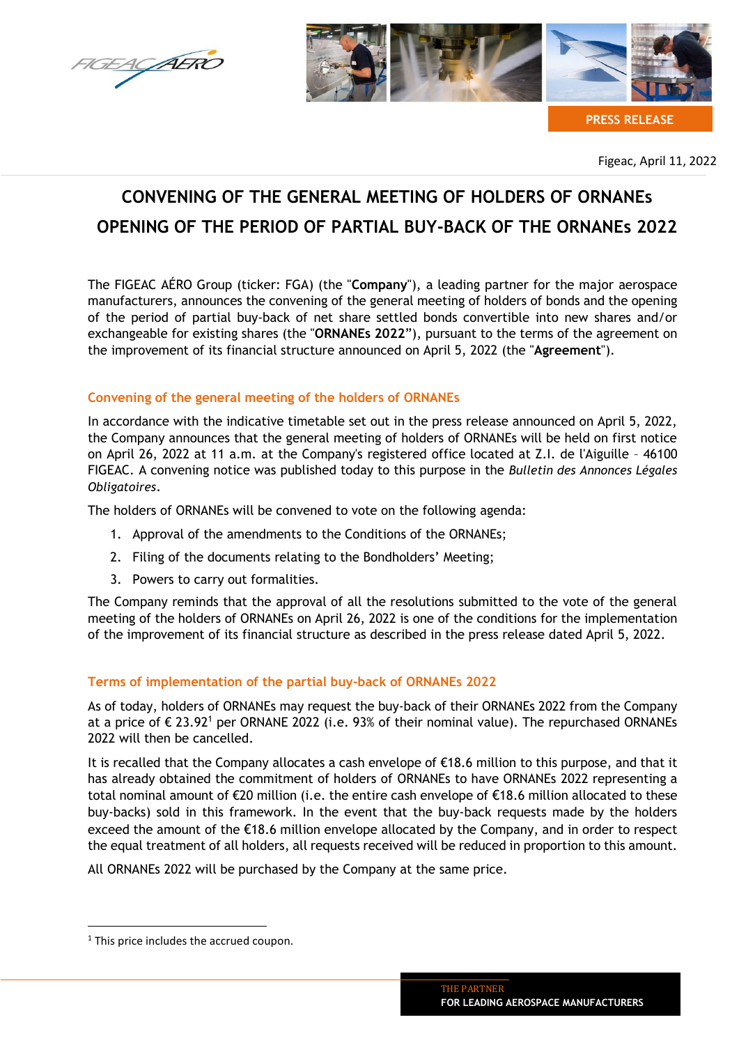PRESS RELEASE

Figeac, April 11, 2022

# CONVENING OF THE GENERAL MEETING OF HOLDERS OF ORNANEs
# OPENING OF THE PERIOD OF PARTIAL BUY-BACK OF THE ORNANEs 2022

The FIGEAC AÉRO Group (ticker: FGA) (the "**Company**"), a leading partner for the major aerospace manufacturers, announces the convening of the general meeting of holders of bonds and the opening of the period of partial buy-back of net share settled bonds convertible into new shares and/or exchangeable for existing shares (the "**ORNANEs 2022**"), pursuant to the terms of the agreement on the improvement of its financial structure announced on April 5, 2022 (the "**Agreement**").

## Convening of the general meeting of the holders of ORNANEs

In accordance with the indicative timetable set out in the press release announced on April 5, 2022, the Company announces that the general meeting of holders of ORNANEs will be held on first notice on April 26, 2022 at 11 a.m. at the Company's registered office located at Z.I. de l'Aiguille – 46100 FIGEAC. A convening notice was published today to this purpose in the *Bulletin des Annonces Légales Obligatoires*.

The holders of ORNANEs will be convened to vote on the following agenda:

1. Approval of the amendments to the Conditions of the ORNANEs;
2. Filing of the documents relating to the Bondholders' Meeting;
3. Powers to carry out formalities.

The Company reminds that the approval of all the resolutions submitted to the vote of the general meeting of the holders of ORNANEs on April 26, 2022 is one of the conditions for the implementation of the improvement of its financial structure as described in the press release dated April 5, 2022.

## Terms of implementation of the partial buy-back of ORNANEs 2022

As of today, holders of ORNANEs may request the buy-back of their ORNANEs 2022 from the Company at a price of € 23.92[1] per ORNANE 2022 (i.e. 93% of their nominal value). The repurchased ORNANEs 2022 will then be cancelled.

It is recalled that the Company allocates a cash envelope of €18.6 million to this purpose, and that it has already obtained the commitment of holders of ORNANEs to have ORNANEs 2022 representing a total nominal amount of €20 million (i.e. the entire cash envelope of €18.6 million allocated to these buy-backs) sold in this framework. In the event that the buy-back requests made by the holders exceed the amount of the €18.6 million envelope allocated by the Company, and in order to respect the equal treatment of all holders, all requests received will be reduced in proportion to this amount.

All ORNANEs 2022 will be purchased by the Company at the same price.

[1] This price includes the accrued coupon.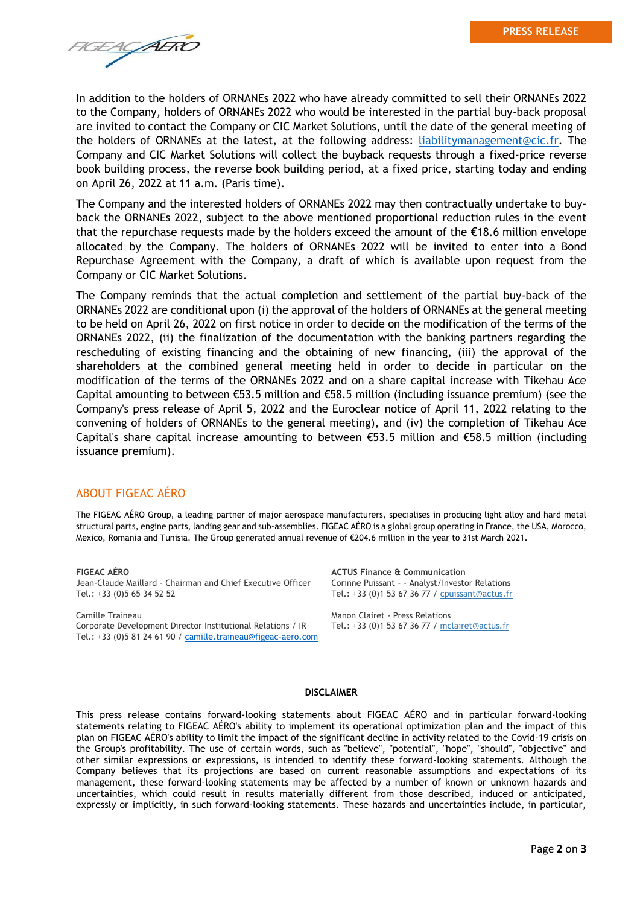In addition to the holders of ORNANEs 2022 who have already committed to sell their ORNANEs 2022 to the Company, holders of ORNANEs 2022 who would be interested in the partial buy-back proposal are invited to contact the Company or CIC Market Solutions, until the date of the general meeting of the holders of ORNANEs at the latest, at the following address: liabilitymanagement@cic.fr. The Company and CIC Market Solutions will collect the buyback requests through a fixed-price reverse book building process, the reverse book building period, at a fixed price, starting today and ending on April 26, 2022 at 11 a.m. (Paris time).

The Company and the interested holders of ORNANEs 2022 may then contractually undertake to buy-back the ORNANEs 2022, subject to the above mentioned proportional reduction rules in the event that the repurchase requests made by the holders exceed the amount of the €18.6 million envelope allocated by the Company. The holders of ORNANEs 2022 will be invited to enter into a Bond Repurchase Agreement with the Company, a draft of which is available upon request from the Company or CIC Market Solutions.

The Company reminds that the actual completion and settlement of the partial buy-back of the ORNANEs 2022 are conditional upon (i) the approval of the holders of ORNANEs at the general meeting to be held on April 26, 2022 on first notice in order to decide on the modification of the terms of the ORNANEs 2022, (ii) the finalization of the documentation with the banking partners regarding the rescheduling of existing financing and the obtaining of new financing, (iii) the approval of the shareholders at the combined general meeting held in order to decide in particular on the modification of the terms of the ORNANEs 2022 and on a share capital increase with Tikehau Ace Capital amounting to between €53.5 million and €58.5 million (including issuance premium) (see the Company's press release of April 5, 2022 and the Euroclear notice of April 11, 2022 relating to the convening of holders of ORNANEs to the general meeting), and (iv) the completion of Tikehau Ace Capital's share capital increase amounting to between €53.5 million and €58.5 million (including issuance premium).

## ABOUT FIGEAC AÉRO

The FIGEAC AÉRO Group, a leading partner of major aerospace manufacturers, specialises in producing light alloy and hard metal structural parts, engine parts, landing gear and sub-assemblies. FIGEAC AÉRO is a global group operating in France, the USA, Morocco, Mexico, Romania and Tunisia. The Group generated annual revenue of €204.6 million in the year to 31st March 2021.

**FIGEAC AÉRO**
Jean-Claude Maillard - Chairman and Chief Executive Officer
Tel.: +33 (0)5 65 34 52 52

Camille Traineau
Corporate Development Director Institutional Relations / IR
Tel.: +33 (0)5 81 24 61 90 / camille.traineau@figeac-aero.com

**ACTUS Finance & Communication**
Corinne Puissant - - Analyst/Investor Relations
Tel.: +33 (0)1 53 67 36 77 / cpuissant@actus.fr

Manon Clairet - Press Relations
Tel.: +33 (0)1 53 67 36 77 / mclairet@actus.fr

**DISCLAIMER**

This press release contains forward-looking statements about FIGEAC AÉRO and in particular forward-looking statements relating to FIGEAC AÉRO's ability to implement its operational optimization plan and the impact of this plan on FIGEAC AÉRO's ability to limit the impact of the significant decline in activity related to the Covid-19 crisis on the Group's profitability. The use of certain words, such as "believe", "potential", "hope", "should", "objective" and other similar expressions or expressions, is intended to identify these forward-looking statements. Although the Company believes that its projections are based on current reasonable assumptions and expectations of its management, these forward-looking statements may be affected by a number of known or unknown hazards and uncertainties, which could result in results materially different from those described, induced or anticipated, expressly or implicitly, in such forward-looking statements. These hazards and uncertainties include, in particular,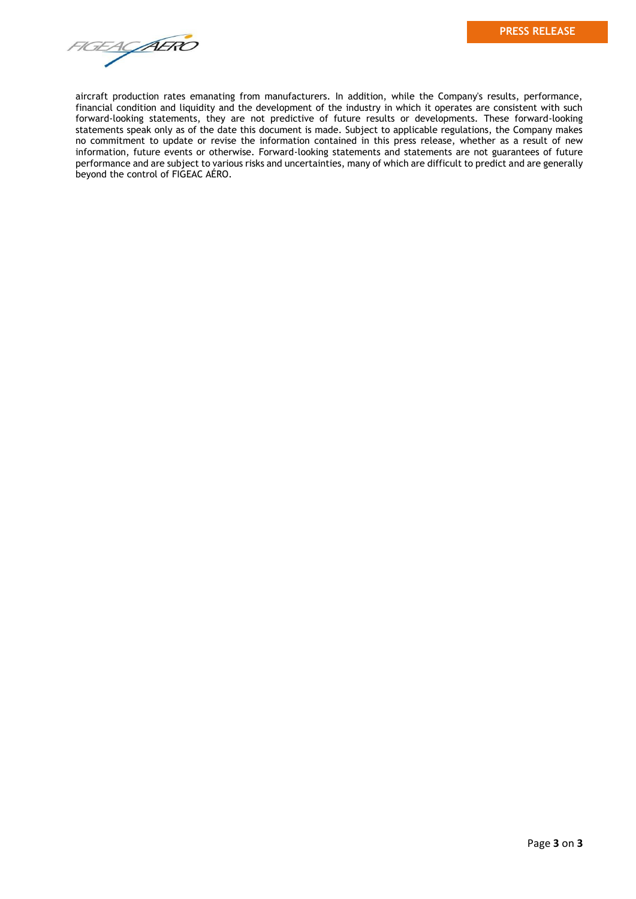aircraft production rates emanating from manufacturers. In addition, while the Company's results, performance, financial condition and liquidity and the development of the industry in which it operates are consistent with such forward-looking statements, they are not predictive of future results or developments. These forward-looking statements speak only as of the date this document is made. Subject to applicable regulations, the Company makes no commitment to update or revise the information contained in this press release, whether as a result of new information, future events or otherwise. Forward-looking statements and statements are not guarantees of future performance and are subject to various risks and uncertainties, many of which are difficult to predict and are generally beyond the control of FIGEAC AÉRO.